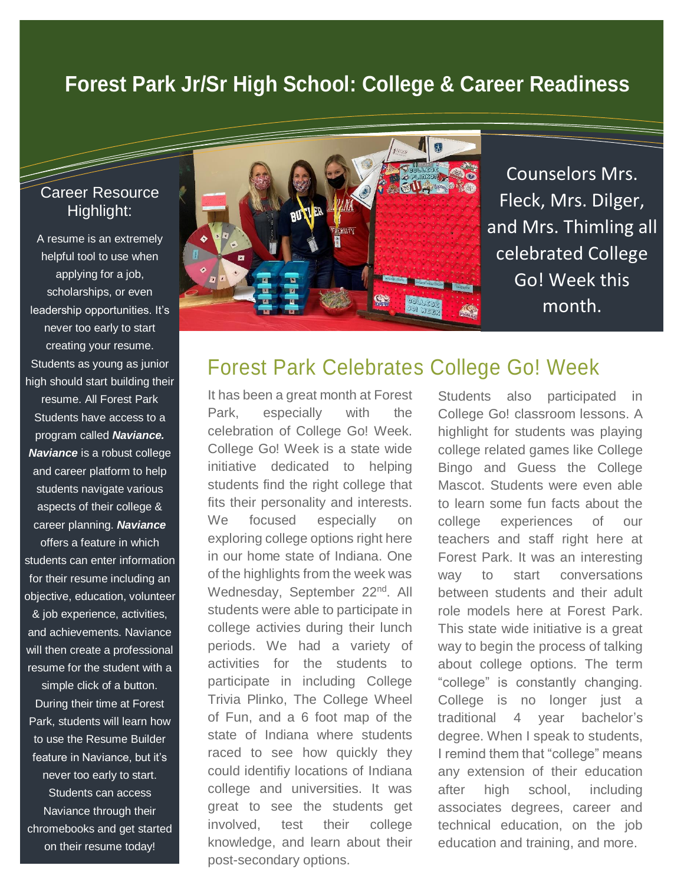# Forest Park Jr/Sr High School: College & Career Readiness

## Career Resource Highlight:

A resume is an extremely helpful tool to use when applying for a job, scholarships, or even leadership opportunities. It's never too early to start creating your resume. Students as young as junior high should start building their resume. All Forest Park Students have access to a program called ***Naviance. Naviance*** is a robust college and career platform to help students navigate various aspects of their college & career planning. ***Naviance*** offers a feature in which students can enter information for their resume including an objective, education, volunteer & job experience, activities, and achievements. Naviance will then create a professional resume for the student with a simple click of a button. During their time at Forest Park, students will learn how to use the Resume Builder feature in Naviance, but it's never too early to start. Students can access Naviance through their chromebooks and get started on their resume today!

Counselors Mrs. Fleck, Mrs. Dilger, and Mrs. Thimling all celebrated College Go! Week this month.

## Forest Park Celebrates College Go! Week

It has been a great month at Forest Park, especially with the celebration of College Go! Week. College Go! Week is a state wide initiative dedicated to helping students find the right college that fits their personality and interests. We focused especially on exploring college options right here in our home state of Indiana. One of the highlights from the week was Wednesday, September 22nd. All students were able to participate in college activies during their lunch periods. We had a variety of activities for the students to participate in including College Trivia Plinko, The College Wheel of Fun, and a 6 foot map of the state of Indiana where students raced to see how quickly they could identifiy locations of Indiana college and universities. It was great to see the students get involved, test their college knowledge, and learn about their post-secondary options.

Students also participated in College Go! classroom lessons. A highlight for students was playing college related games like College Bingo and Guess the College Mascot. Students were even able to learn some fun facts about the college experiences of our teachers and staff right here at Forest Park. It was an interesting way to start conversations between students and their adult role models here at Forest Park. This state wide initiative is a great way to begin the process of talking about college options. The term "college" is constantly changing. College is no longer just a traditional 4 year bachelor's degree. When I speak to students, I remind them that "college" means any extension of their education after high school, including associates degrees, career and technical education, on the job education and training, and more.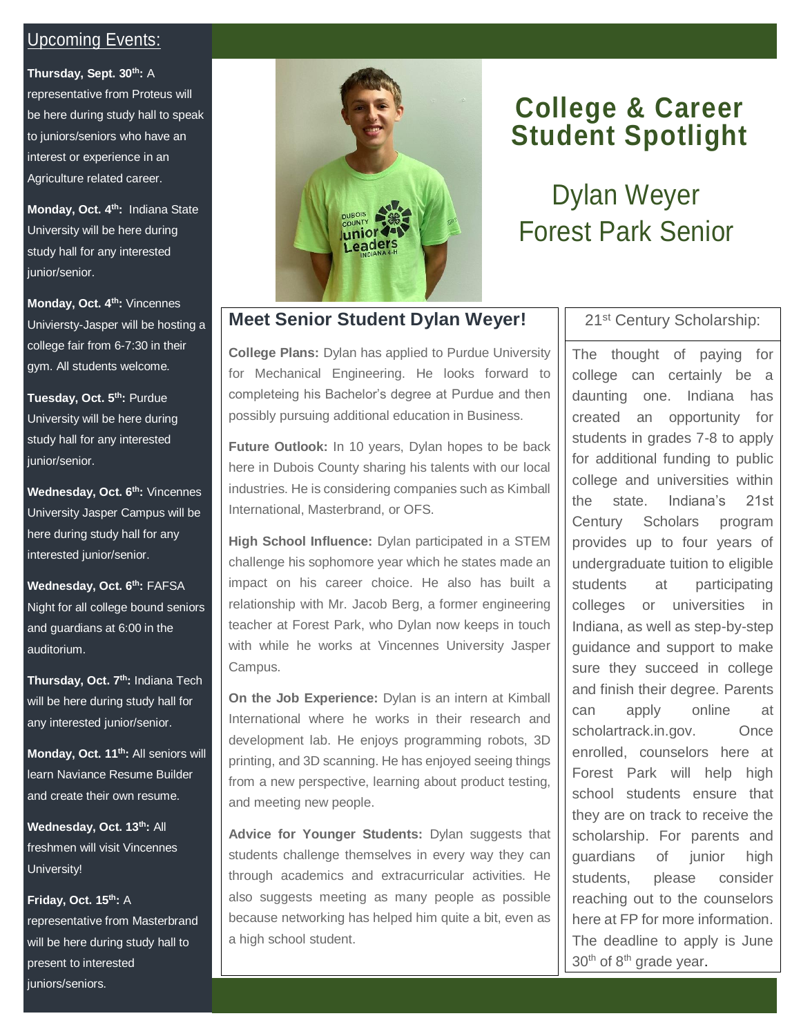# College & Career Student Spotlight

## Dylan Weyer
## Forest Park Senior

### Meet Senior Student Dylan Weyer!

**College Plans:** Dylan has applied to Purdue University for Mechanical Engineering. He looks forward to completeing his Bachelor's degree at Purdue and then possibly pursuing additional education in Business.

**Future Outlook:** In 10 years, Dylan hopes to be back here in Dubois County sharing his talents with our local industries. He is considering companies such as Kimball International, Masterbrand, or OFS.

**High School Influence:** Dylan participated in a STEM challenge his sophomore year which he states made an impact on his career choice. He also has built a relationship with Mr. Jacob Berg, a former engineering teacher at Forest Park, who Dylan now keeps in touch with while he works at Vincennes University Jasper Campus.

**On the Job Experience:** Dylan is an intern at Kimball International where he works in their research and development lab. He enjoys programming robots, 3D printing, and 3D scanning. He has enjoyed seeing things from a new perspective, learning about product testing, and meeting new people.

**Advice for Younger Students:** Dylan suggests that students challenge themselves in every way they can through academics and extracurricular activities. He also suggests meeting as many people as possible because networking has helped him quite a bit, even as a high school student.

### 21st Century Scholarship:

The thought of paying for college can certainly be a daunting one. Indiana has created an opportunity for students in grades 7-8 to apply for additional funding to public college and universities within the state. Indiana's 21st Century Scholars program provides up to four years of undergraduate tuition to eligible students at participating colleges or universities in Indiana, as well as step-by-step guidance and support to make sure they succeed in college and finish their degree. Parents can apply online at scholartrack.in.gov. Once enrolled, counselors here at Forest Park will help high school students ensure that they are on track to receive the scholarship. For parents and guardians of junior high students, please consider reaching out to the counselors here at FP for more information. The deadline to apply is June 30th of 8th grade year.

### Upcoming Events:

**Thursday, Sept. 30th:** A representative from Proteus will be here during study hall to speak to juniors/seniors who have an interest or experience in an Agriculture related career.

**Monday, Oct. 4th:** Indiana State University will be here during study hall for any interested junior/senior.

**Monday, Oct. 4th:** Vincennes Univiersty-Jasper will be hosting a college fair from 6-7:30 in their gym. All students welcome.

**Tuesday, Oct. 5th:** Purdue University will be here during study hall for any interested junior/senior.

**Wednesday, Oct. 6th:** Vincennes University Jasper Campus will be here during study hall for any interested junior/senior.

**Wednesday, Oct. 6th:** FAFSA Night for all college bound seniors and guardians at 6:00 in the auditorium.

**Thursday, Oct. 7th:** Indiana Tech will be here during study hall for any interested junior/senior.

**Monday, Oct. 11th:** All seniors will learn Naviance Resume Builder and create their own resume.

**Wednesday, Oct. 13th:** All freshmen will visit Vincennes University!

**Friday, Oct. 15th:** A representative from Masterbrand will be here during study hall to present to interested juniors/seniors.